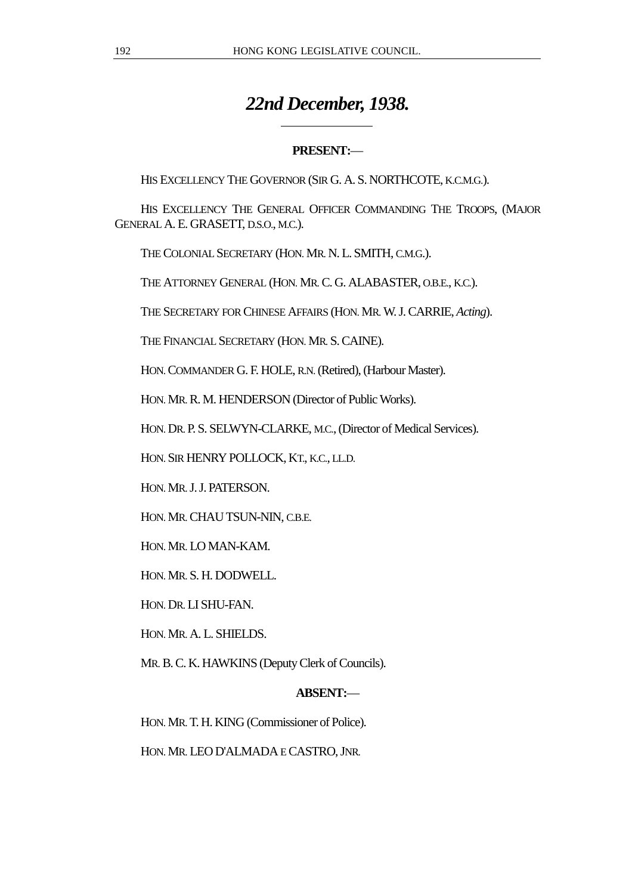# *22nd December, 1938.*

**PRESENT:**—

HIS EXCELLENCY THE GOVERNOR (SIR G. A. S. NORTHCOTE, K.C.M.G.).

HIS EXCELLENCY THE GENERAL OFFICER COMMANDING THE TROOPS, (MAJOR GENERAL A. E. GRASETT, D.S.O., M.C.).

THE COLONIAL SECRETARY (HON. MR. N. L. SMITH, C.M.G.).

THE ATTORNEY GENERAL (HON. MR. C. G. ALABASTER, O.B.E., K.C.).

THE SECRETARY FOR CHINESE AFFAIRS (HON. MR. W. J. CARRIE, *Acting*).

THE FINANCIAL SECRETARY (HON. MR. S. CAINE).

HON. COMMANDER G. F. HOLE, R.N. (Retired), (Harbour Master).

HON. MR. R. M. HENDERSON (Director of Public Works).

HON. DR. P. S. SELWYN-CLARKE, M.C., (Director of Medical Services).

HON. SIR HENRY POLLOCK, KT., K.C., LL.D.

HON. MR. J. J. PATERSON.

HON. MR. CHAU TSUN-NIN, C.B.E.

HON. MR. LO MAN-KAM.

HON. MR. S. H. DODWELL.

HON. DR. LI SHU-FAN.

HON. MR. A. L. SHIELDS.

MR. B. C. K. HAWKINS (Deputy Clerk of Councils).

**ABSENT:**—

HON. MR. T. H. KING (Commissioner of Police).

HON. MR. LEO D'ALMADA E CASTRO, JNR.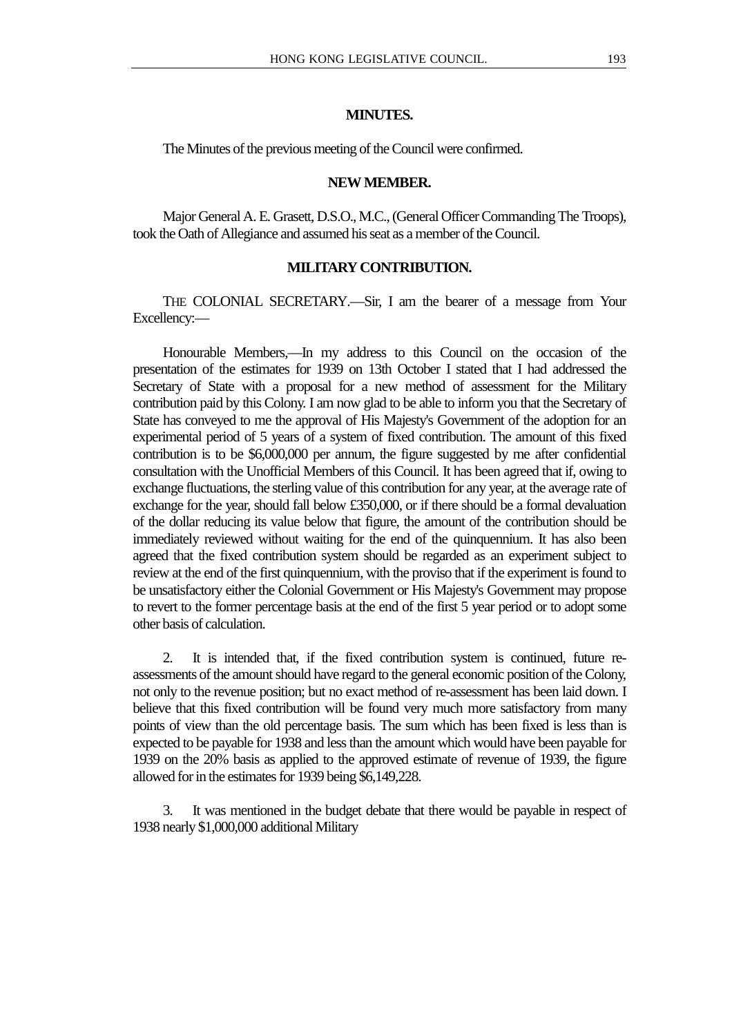## MINUTES.

The Minutes of the previous meeting of the Council were confirmed.

## NEW MEMBER.

Major General A. E. Grasett, D.S.O., M.C., (General Officer Commanding The Troops), took the Oath of Allegiance and assumed his seat as a member of the Council.

## MILITARY CONTRIBUTION.

THE COLONIAL SECRETARY.—Sir, I am the bearer of a message from Your Excellency:—

Honourable Members,—In my address to this Council on the occasion of the presentation of the estimates for 1939 on 13th October I stated that I had addressed the Secretary of State with a proposal for a new method of assessment for the Military contribution paid by this Colony. I am now glad to be able to inform you that the Secretary of State has conveyed to me the approval of His Majesty's Government of the adoption for an experimental period of 5 years of a system of fixed contribution. The amount of this fixed contribution is to be $6,000,000 per annum, the figure suggested by me after confidential consultation with the Unofficial Members of this Council. It has been agreed that if, owing to exchange fluctuations, the sterling value of this contribution for any year, at the average rate of exchange for the year, should fall below £350,000, or if there should be a formal devaluation of the dollar reducing its value below that figure, the amount of the contribution should be immediately reviewed without waiting for the end of the quinquennium. It has also been agreed that the fixed contribution system should be regarded as an experiment subject to review at the end of the first quinquennium, with the proviso that if the experiment is found to be unsatisfactory either the Colonial Government or His Majesty's Government may propose to revert to the former percentage basis at the end of the first 5 year period or to adopt some other basis of calculation.

2. It is intended that, if the fixed contribution system is continued, future re-assessments of the amount should have regard to the general economic position of the Colony, not only to the revenue position; but no exact method of re-assessment has been laid down. I believe that this fixed contribution will be found very much more satisfactory from many points of view than the old percentage basis. The sum which has been fixed is less than is expected to be payable for 1938 and less than the amount which would have been payable for 1939 on the 20% basis as applied to the approved estimate of revenue of 1939, the figure allowed for in the estimates for 1939 being $6,149,228.

3. It was mentioned in the budget debate that there would be payable in respect of 1938 nearly $1,000,000 additional Military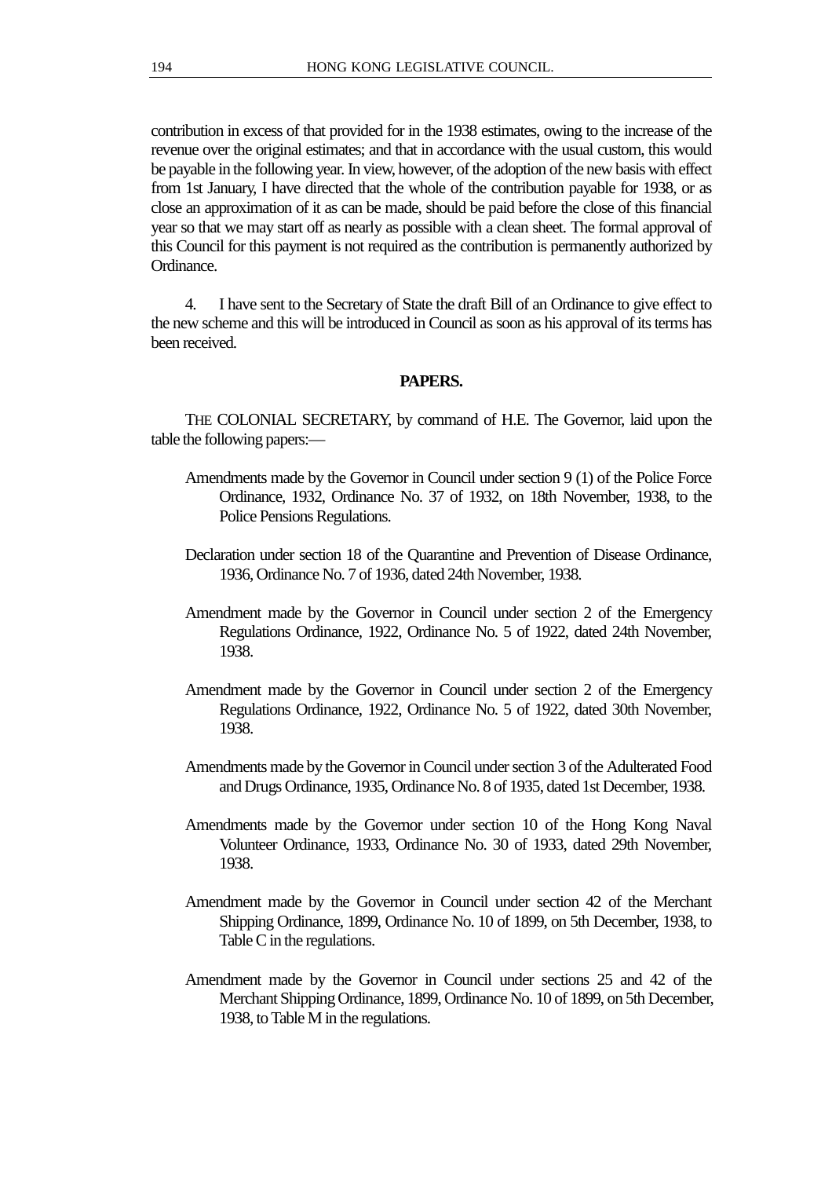contribution in excess of that provided for in the 1938 estimates, owing to the increase of the revenue over the original estimates; and that in accordance with the usual custom, this would be payable in the following year. In view, however, of the adoption of the new basis with effect from 1st January, I have directed that the whole of the contribution payable for 1938, or as close an approximation of it as can be made, should be paid before the close of this financial year so that we may start off as nearly as possible with a clean sheet. The formal approval of this Council for this payment is not required as the contribution is permanently authorized by Ordinance.

4. I have sent to the Secretary of State the draft Bill of an Ordinance to give effect to the new scheme and this will be introduced in Council as soon as his approval of its terms has been received.

## PAPERS.

THE COLONIAL SECRETARY, by command of H.E. The Governor, laid upon the table the following papers:—

Amendments made by the Governor in Council under section 9 (1) of the Police Force Ordinance, 1932, Ordinance No. 37 of 1932, on 18th November, 1938, to the Police Pensions Regulations.

Declaration under section 18 of the Quarantine and Prevention of Disease Ordinance, 1936, Ordinance No. 7 of 1936, dated 24th November, 1938.

Amendment made by the Governor in Council under section 2 of the Emergency Regulations Ordinance, 1922, Ordinance No. 5 of 1922, dated 24th November, 1938.

Amendment made by the Governor in Council under section 2 of the Emergency Regulations Ordinance, 1922, Ordinance No. 5 of 1922, dated 30th November, 1938.

Amendments made by the Governor in Council under section 3 of the Adulterated Food and Drugs Ordinance, 1935, Ordinance No. 8 of 1935, dated 1st December, 1938.

Amendments made by the Governor under section 10 of the Hong Kong Naval Volunteer Ordinance, 1933, Ordinance No. 30 of 1933, dated 29th November, 1938.

Amendment made by the Governor in Council under section 42 of the Merchant Shipping Ordinance, 1899, Ordinance No. 10 of 1899, on 5th December, 1938, to Table C in the regulations.

Amendment made by the Governor in Council under sections 25 and 42 of the Merchant Shipping Ordinance, 1899, Ordinance No. 10 of 1899, on 5th December, 1938, to Table M in the regulations.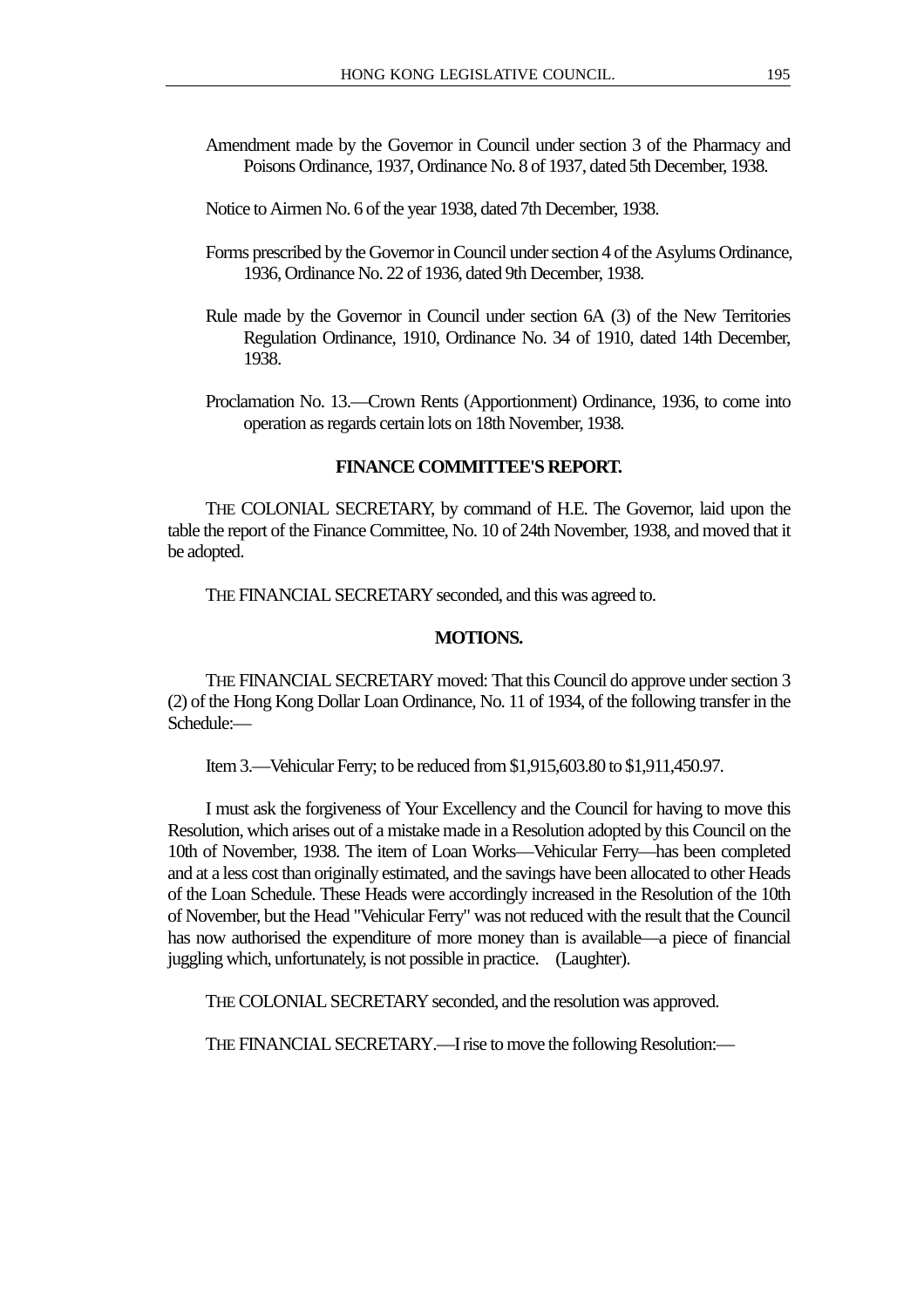Amendment made by the Governor in Council under section 3 of the Pharmacy and Poisons Ordinance, 1937, Ordinance No. 8 of 1937, dated 5th December, 1938.

Notice to Airmen No. 6 of the year 1938, dated 7th December, 1938.

Forms prescribed by the Governor in Council under section 4 of the Asylums Ordinance, 1936, Ordinance No. 22 of 1936, dated 9th December, 1938.

Rule made by the Governor in Council under section 6A (3) of the New Territories Regulation Ordinance, 1910, Ordinance No. 34 of 1910, dated 14th December, 1938.

Proclamation No. 13.—Crown Rents (Apportionment) Ordinance, 1936, to come into operation as regards certain lots on 18th November, 1938.

## FINANCE COMMITTEE'S REPORT.

THE COLONIAL SECRETARY, by command of H.E. The Governor, laid upon the table the report of the Finance Committee, No. 10 of 24th November, 1938, and moved that it be adopted.

THE FINANCIAL SECRETARY seconded, and this was agreed to.

## MOTIONS.

THE FINANCIAL SECRETARY moved: That this Council do approve under section 3 (2) of the Hong Kong Dollar Loan Ordinance, No. 11 of 1934, of the following transfer in the Schedule:—

Item 3.—Vehicular Ferry; to be reduced from $1,915,603.80 to $1,911,450.97.

I must ask the forgiveness of Your Excellency and the Council for having to move this Resolution, which arises out of a mistake made in a Resolution adopted by this Council on the 10th of November, 1938. The item of Loan Works—Vehicular Ferry—has been completed and at a less cost than originally estimated, and the savings have been allocated to other Heads of the Loan Schedule. These Heads were accordingly increased in the Resolution of the 10th of November, but the Head "Vehicular Ferry" was not reduced with the result that the Council has now authorised the expenditure of more money than is available—a piece of financial juggling which, unfortunately, is not possible in practice. (Laughter).

THE COLONIAL SECRETARY seconded, and the resolution was approved.

THE FINANCIAL SECRETARY.—I rise to move the following Resolution:—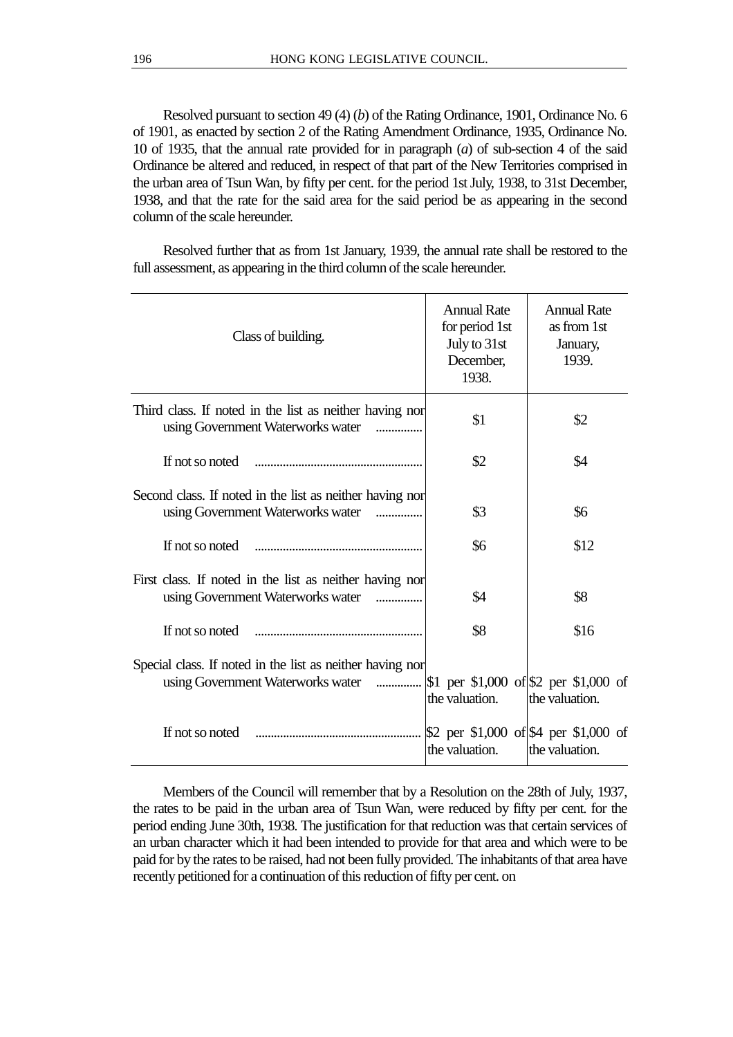Resolved pursuant to section 49 (4) (*b*) of the Rating Ordinance, 1901, Ordinance No. 6 of 1901, as enacted by section 2 of the Rating Amendment Ordinance, 1935, Ordinance No. 10 of 1935, that the annual rate provided for in paragraph (*a*) of sub-section 4 of the said Ordinance be altered and reduced, in respect of that part of the New Territories comprised in the urban area of Tsun Wan, by fifty per cent. for the period 1st July, 1938, to 31st December, 1938, and that the rate for the said area for the said period be as appearing in the second column of the scale hereunder.

Resolved further that as from 1st January, 1939, the annual rate shall be restored to the full assessment, as appearing in the third column of the scale hereunder.

| Class of building. | Annual Rate for period 1st July to 31st December, 1938. | Annual Rate as from 1st January, 1939. |
|---|---|---|
| Third class. If noted in the list as neither having nor using Government Waterworks water .............. | $1 | $2 |
| If not so noted ..................................................... | $2 | $4 |
| Second class. If noted in the list as neither having nor using Government Waterworks water .............. | $3 | $6 |
| If not so noted ..................................................... | $6 | $12 |
| First class. If noted in the list as neither having nor using Government Waterworks water .............. | $4 | $8 |
| If not so noted ..................................................... | $8 | $16 |
| Special class. If noted in the list as neither having nor using Government Waterworks water .............. | $1 per $1,000 of the valuation. | $2 per $1,000 of the valuation. |
| If not so noted ..................................................... | $2 per $1,000 of the valuation. | $4 per $1,000 of the valuation. |

Members of the Council will remember that by a Resolution on the 28th of July, 1937, the rates to be paid in the urban area of Tsun Wan, were reduced by fifty per cent. for the period ending June 30th, 1938. The justification for that reduction was that certain services of an urban character which it had been intended to provide for that area and which were to be paid for by the rates to be raised, had not been fully provided. The inhabitants of that area have recently petitioned for a continuation of this reduction of fifty per cent. on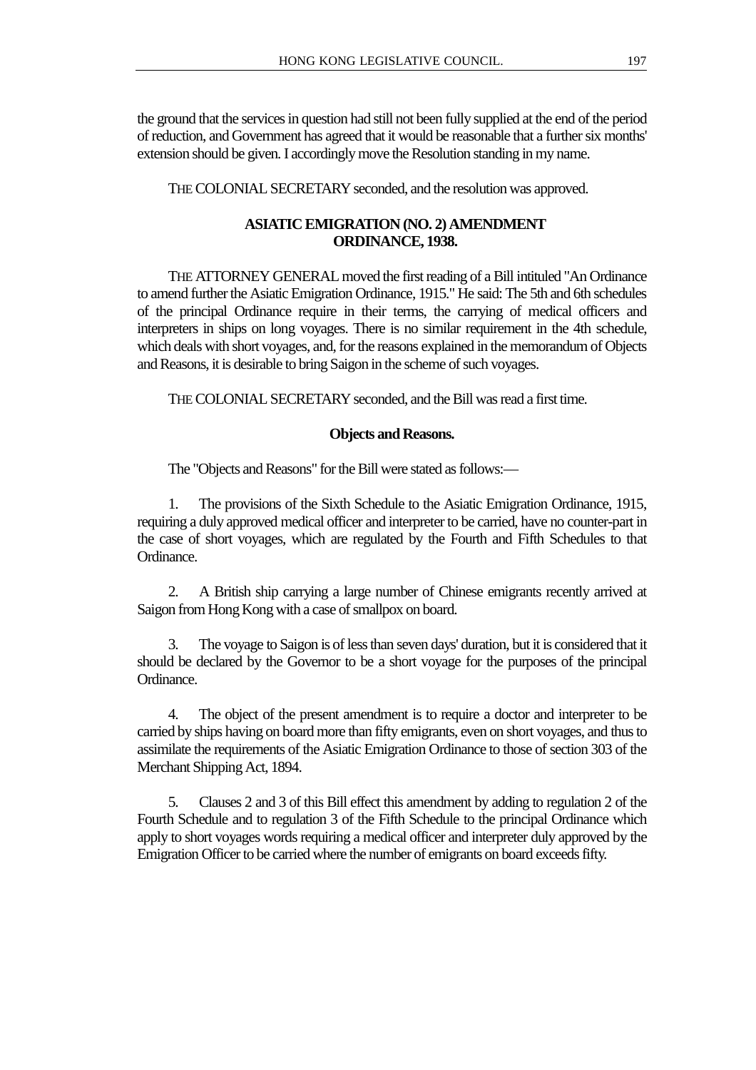the ground that the services in question had still not been fully supplied at the end of the period of reduction, and Government has agreed that it would be reasonable that a further six months' extension should be given. I accordingly move the Resolution standing in my name.

THE COLONIAL SECRETARY seconded, and the resolution was approved.

## ASIATIC EMIGRATION (NO. 2) AMENDMENT ORDINANCE, 1938.

THE ATTORNEY GENERAL moved the first reading of a Bill intituled "An Ordinance to amend further the Asiatic Emigration Ordinance, 1915." He said: The 5th and 6th schedules of the principal Ordinance require in their terms, the carrying of medical officers and interpreters in ships on long voyages. There is no similar requirement in the 4th schedule, which deals with short voyages, and, for the reasons explained in the memorandum of Objects and Reasons, it is desirable to bring Saigon in the scheme of such voyages.

THE COLONIAL SECRETARY seconded, and the Bill was read a first time.

### Objects and Reasons.

The "Objects and Reasons" for the Bill were stated as follows:—

1. The provisions of the Sixth Schedule to the Asiatic Emigration Ordinance, 1915, requiring a duly approved medical officer and interpreter to be carried, have no counter-part in the case of short voyages, which are regulated by the Fourth and Fifth Schedules to that Ordinance.

2. A British ship carrying a large number of Chinese emigrants recently arrived at Saigon from Hong Kong with a case of smallpox on board.

3. The voyage to Saigon is of less than seven days' duration, but it is considered that it should be declared by the Governor to be a short voyage for the purposes of the principal Ordinance.

4. The object of the present amendment is to require a doctor and interpreter to be carried by ships having on board more than fifty emigrants, even on short voyages, and thus to assimilate the requirements of the Asiatic Emigration Ordinance to those of section 303 of the Merchant Shipping Act, 1894.

5. Clauses 2 and 3 of this Bill effect this amendment by adding to regulation 2 of the Fourth Schedule and to regulation 3 of the Fifth Schedule to the principal Ordinance which apply to short voyages words requiring a medical officer and interpreter duly approved by the Emigration Officer to be carried where the number of emigrants on board exceeds fifty.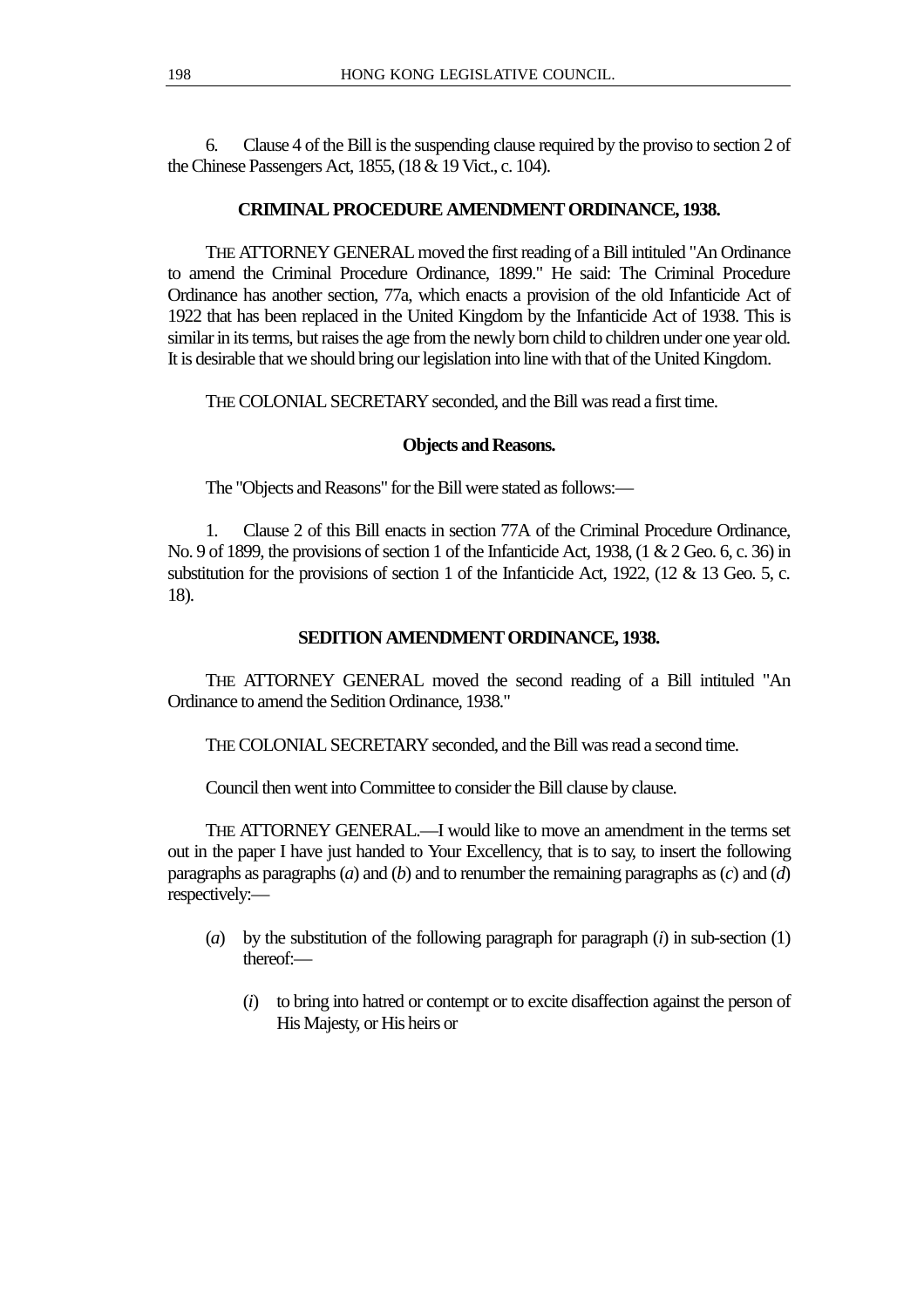6. Clause 4 of the Bill is the suspending clause required by the proviso to section 2 of the Chinese Passengers Act, 1855, (18 & 19 Vict., c. 104).

### CRIMINAL PROCEDURE AMENDMENT ORDINANCE, 1938.

THE ATTORNEY GENERAL moved the first reading of a Bill intituled "An Ordinance to amend the Criminal Procedure Ordinance, 1899." He said: The Criminal Procedure Ordinance has another section, 77a, which enacts a provision of the old Infanticide Act of 1922 that has been replaced in the United Kingdom by the Infanticide Act of 1938. This is similar in its terms, but raises the age from the newly born child to children under one year old. It is desirable that we should bring our legislation into line with that of the United Kingdom.

THE COLONIAL SECRETARY seconded, and the Bill was read a first time.

#### Objects and Reasons.

The "Objects and Reasons" for the Bill were stated as follows:—

1. Clause 2 of this Bill enacts in section 77A of the Criminal Procedure Ordinance, No. 9 of 1899, the provisions of section 1 of the Infanticide Act, 1938, (1 & 2 Geo. 6, c. 36) in substitution for the provisions of section 1 of the Infanticide Act, 1922, (12 & 13 Geo. 5, c. 18).

### SEDITION AMENDMENT ORDINANCE, 1938.

THE ATTORNEY GENERAL moved the second reading of a Bill intituled "An Ordinance to amend the Sedition Ordinance, 1938."

THE COLONIAL SECRETARY seconded, and the Bill was read a second time.

Council then went into Committee to consider the Bill clause by clause.

THE ATTORNEY GENERAL.—I would like to move an amendment in the terms set out in the paper I have just handed to Your Excellency, that is to say, to insert the following paragraphs as paragraphs (*a*) and (*b*) and to renumber the remaining paragraphs as (*c*) and (*d*) respectively:—

(*a*) by the substitution of the following paragraph for paragraph (*i*) in sub-section (1) thereof:—

(*i*) to bring into hatred or contempt or to excite disaffection against the person of His Majesty, or His heirs or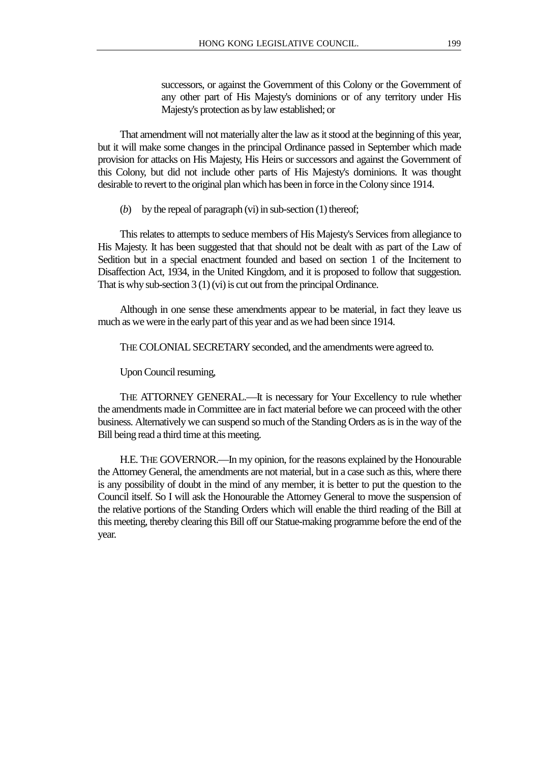successors, or against the Government of this Colony or the Government of any other part of His Majesty's dominions or of any territory under His Majesty's protection as by law established; or

That amendment will not materially alter the law as it stood at the beginning of this year, but it will make some changes in the principal Ordinance passed in September which made provision for attacks on His Majesty, His Heirs or successors and against the Government of this Colony, but did not include other parts of His Majesty's dominions. It was thought desirable to revert to the original plan which has been in force in the Colony since 1914.

(*b*) by the repeal of paragraph (vi) in sub-section (1) thereof;

This relates to attempts to seduce members of His Majesty's Services from allegiance to His Majesty. It has been suggested that that should not be dealt with as part of the Law of Sedition but in a special enactment founded and based on section 1 of the Incitement to Disaffection Act, 1934, in the United Kingdom, and it is proposed to follow that suggestion. That is why sub-section 3 (1) (vi) is cut out from the principal Ordinance.

Although in one sense these amendments appear to be material, in fact they leave us much as we were in the early part of this year and as we had been since 1914.

THE COLONIAL SECRETARY seconded, and the amendments were agreed to.

Upon Council resuming,

THE ATTORNEY GENERAL.—It is necessary for Your Excellency to rule whether the amendments made in Committee are in fact material before we can proceed with the other business. Alternatively we can suspend so much of the Standing Orders as is in the way of the Bill being read a third time at this meeting.

H.E. THE GOVERNOR.—In my opinion, for the reasons explained by the Honourable the Attorney General, the amendments are not material, but in a case such as this, where there is any possibility of doubt in the mind of any member, it is better to put the question to the Council itself. So I will ask the Honourable the Attorney General to move the suspension of the relative portions of the Standing Orders which will enable the third reading of the Bill at this meeting, thereby clearing this Bill off our Statue-making programme before the end of the year.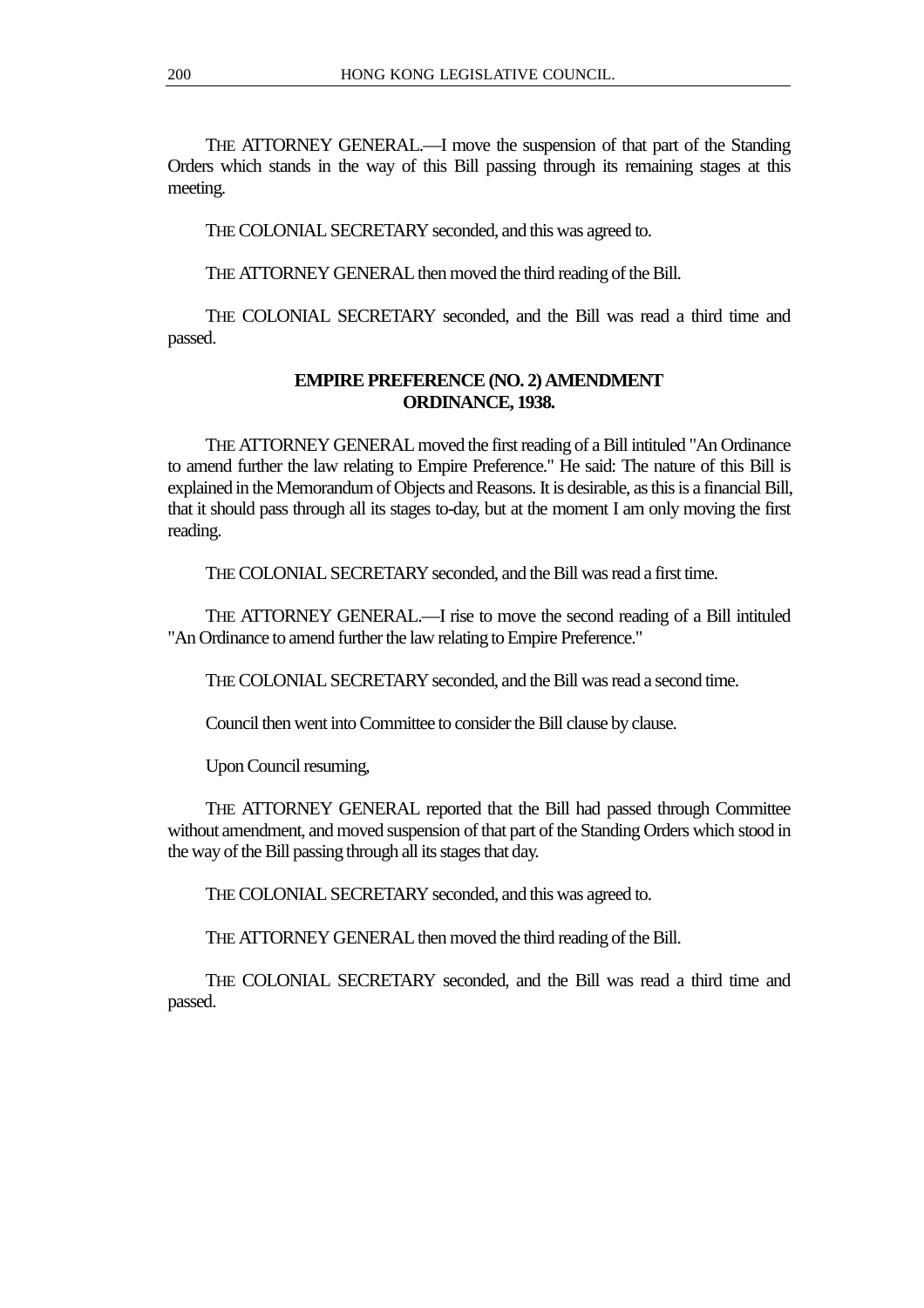THE ATTORNEY GENERAL.—I move the suspension of that part of the Standing Orders which stands in the way of this Bill passing through its remaining stages at this meeting.

THE COLONIAL SECRETARY seconded, and this was agreed to.

THE ATTORNEY GENERAL then moved the third reading of the Bill.

THE COLONIAL SECRETARY seconded, and the Bill was read a third time and passed.

## EMPIRE PREFERENCE (NO. 2) AMENDMENT ORDINANCE, 1938.

THE ATTORNEY GENERAL moved the first reading of a Bill intituled "An Ordinance to amend further the law relating to Empire Preference." He said: The nature of this Bill is explained in the Memorandum of Objects and Reasons. It is desirable, as this is a financial Bill, that it should pass through all its stages to-day, but at the moment I am only moving the first reading.

THE COLONIAL SECRETARY seconded, and the Bill was read a first time.

THE ATTORNEY GENERAL.—I rise to move the second reading of a Bill intituled "An Ordinance to amend further the law relating to Empire Preference."

THE COLONIAL SECRETARY seconded, and the Bill was read a second time.

Council then went into Committee to consider the Bill clause by clause.

Upon Council resuming,

THE ATTORNEY GENERAL reported that the Bill had passed through Committee without amendment, and moved suspension of that part of the Standing Orders which stood in the way of the Bill passing through all its stages that day.

THE COLONIAL SECRETARY seconded, and this was agreed to.

THE ATTORNEY GENERAL then moved the third reading of the Bill.

THE COLONIAL SECRETARY seconded, and the Bill was read a third time and passed.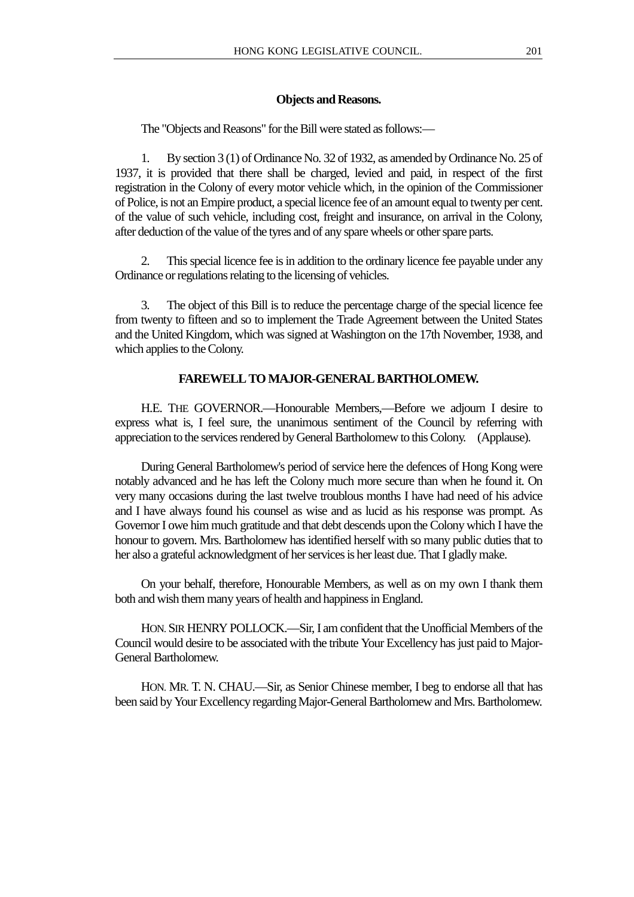**Objects and Reasons.**

The "Objects and Reasons" for the Bill were stated as follows:—

1. By section 3 (1) of Ordinance No. 32 of 1932, as amended by Ordinance No. 25 of 1937, it is provided that there shall be charged, levied and paid, in respect of the first registration in the Colony of every motor vehicle which, in the opinion of the Commissioner of Police, is not an Empire product, a special licence fee of an amount equal to twenty per cent. of the value of such vehicle, including cost, freight and insurance, on arrival in the Colony, after deduction of the value of the tyres and of any spare wheels or other spare parts.

2. This special licence fee is in addition to the ordinary licence fee payable under any Ordinance or regulations relating to the licensing of vehicles.

3. The object of this Bill is to reduce the percentage charge of the special licence fee from twenty to fifteen and so to implement the Trade Agreement between the United States and the United Kingdom, which was signed at Washington on the 17th November, 1938, and which applies to the Colony.

**FAREWELL TO MAJOR-GENERAL BARTHOLOMEW.**

H.E. THE GOVERNOR.—Honourable Members,—Before we adjourn I desire to express what is, I feel sure, the unanimous sentiment of the Council by referring with appreciation to the services rendered by General Bartholomew to this Colony. (Applause).

During General Bartholomew's period of service here the defences of Hong Kong were notably advanced and he has left the Colony much more secure than when he found it. On very many occasions during the last twelve troublous months I have had need of his advice and I have always found his counsel as wise and as lucid as his response was prompt. As Governor I owe him much gratitude and that debt descends upon the Colony which I have the honour to govern. Mrs. Bartholomew has identified herself with so many public duties that to her also a grateful acknowledgment of her services is her least due. That I gladly make.

On your behalf, therefore, Honourable Members, as well as on my own I thank them both and wish them many years of health and happiness in England.

HON. SIR HENRY POLLOCK.—Sir, I am confident that the Unofficial Members of the Council would desire to be associated with the tribute Your Excellency has just paid to Major-General Bartholomew.

HON. MR. T. N. CHAU.—Sir, as Senior Chinese member, I beg to endorse all that has been said by Your Excellency regarding Major-General Bartholomew and Mrs. Bartholomew.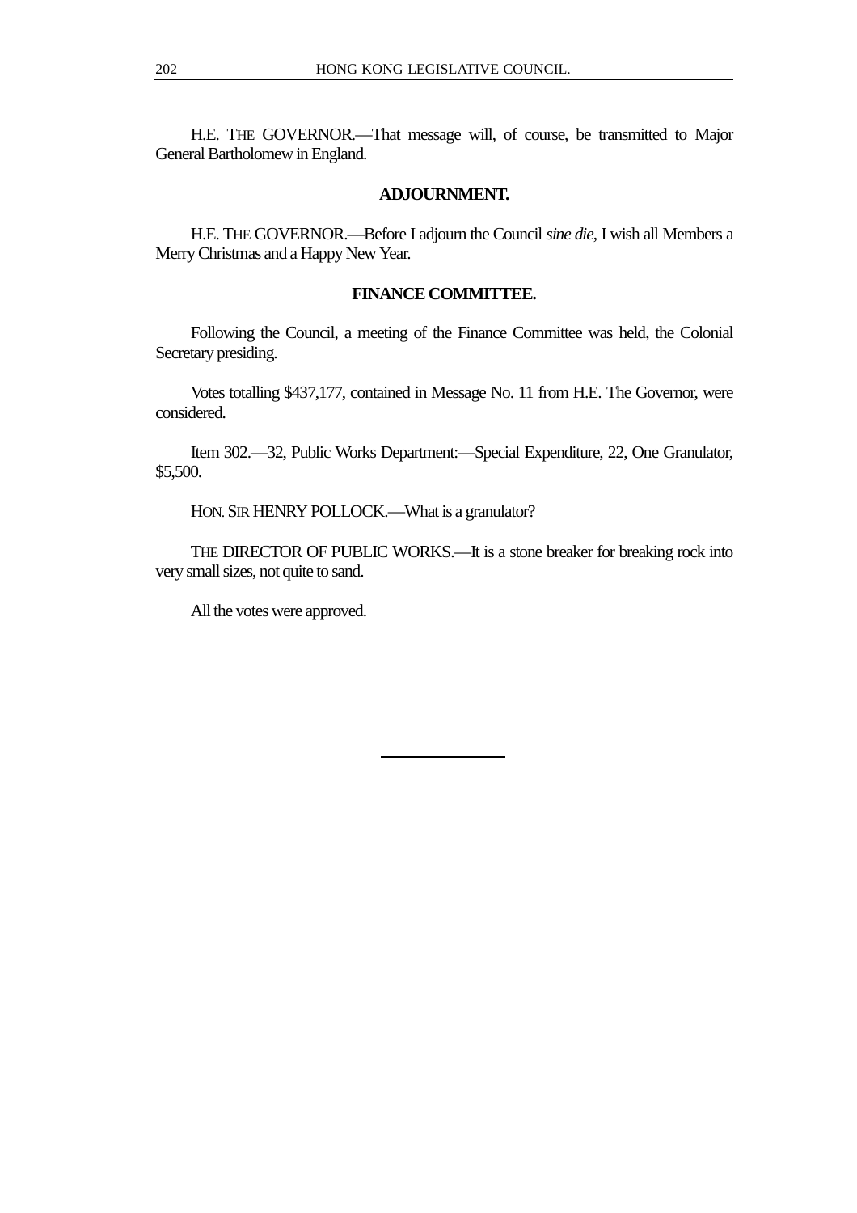H.E. THE GOVERNOR.—That message will, of course, be transmitted to Major General Bartholomew in England.

## ADJOURNMENT.

H.E. THE GOVERNOR.—Before I adjourn the Council *sine die*, I wish all Members a Merry Christmas and a Happy New Year.

## FINANCE COMMITTEE.

Following the Council, a meeting of the Finance Committee was held, the Colonial Secretary presiding.

Votes totalling $437,177, contained in Message No. 11 from H.E. The Governor, were considered.

Item 302.—32, Public Works Department:—Special Expenditure, 22, One Granulator, $5,500.

HON. SIR HENRY POLLOCK.—What is a granulator?

THE DIRECTOR OF PUBLIC WORKS.—It is a stone breaker for breaking rock into very small sizes, not quite to sand.

All the votes were approved.